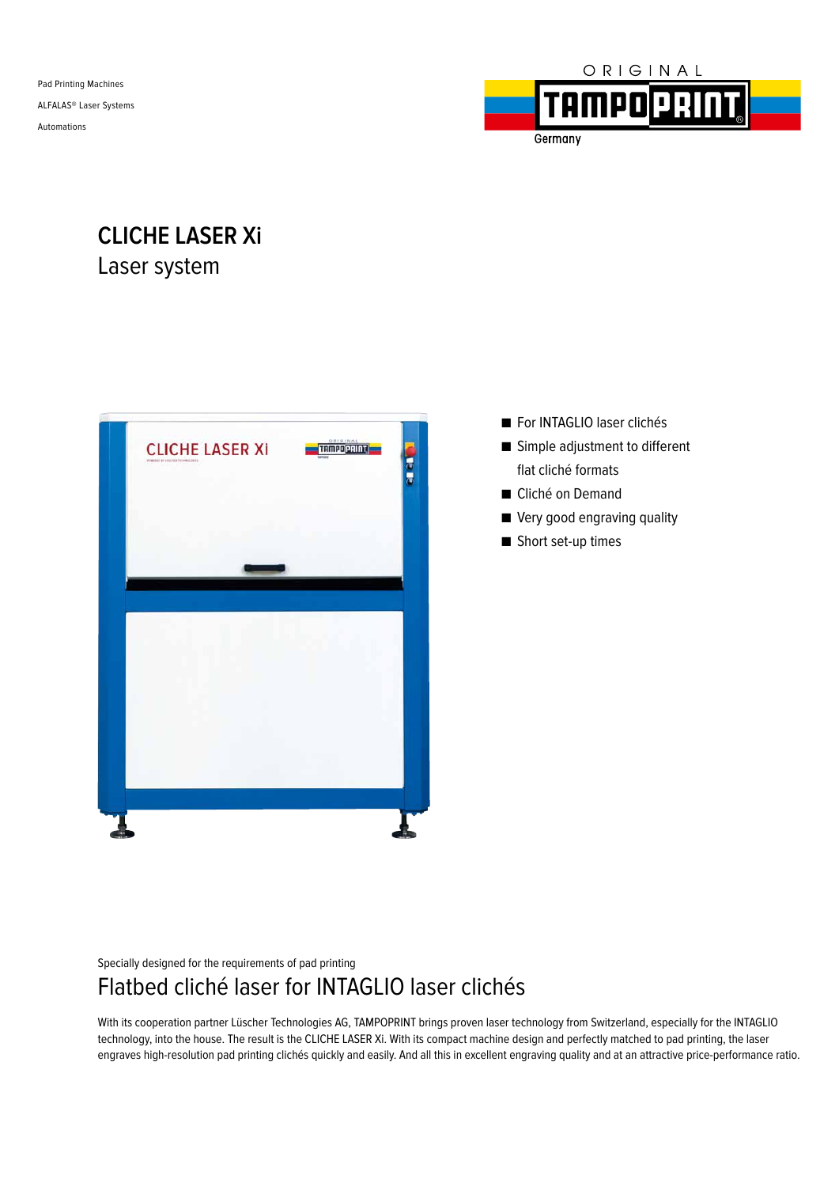Pad Printing Machines

ALFALAS® Laser Systems

Automations

ORIGINAL TAMPOPRINT Germany

# CLICHE LASER Xi

## Laser system

- For INTAGLIO laser clichés
- Simple adjustment to different flat cliché formats
- Cliché on Demand
- Very good engraving quality
- Short set-up times

Specially designed for the requirements of pad printing

## Flatbed cliché laser for INTAGLIO laser clichés

With its cooperation partner Lüscher Technologies AG, TAMPOPRINT brings proven laser technology from Switzerland, especially for the INTAGLIO technology, into the house. The result is the CLICHE LASER Xi. With its compact machine design and perfectly matched to pad printing, the laser engraves high-resolution pad printing clichés quickly and easily. And all this in excellent engraving quality and at an attractive price-performance ratio.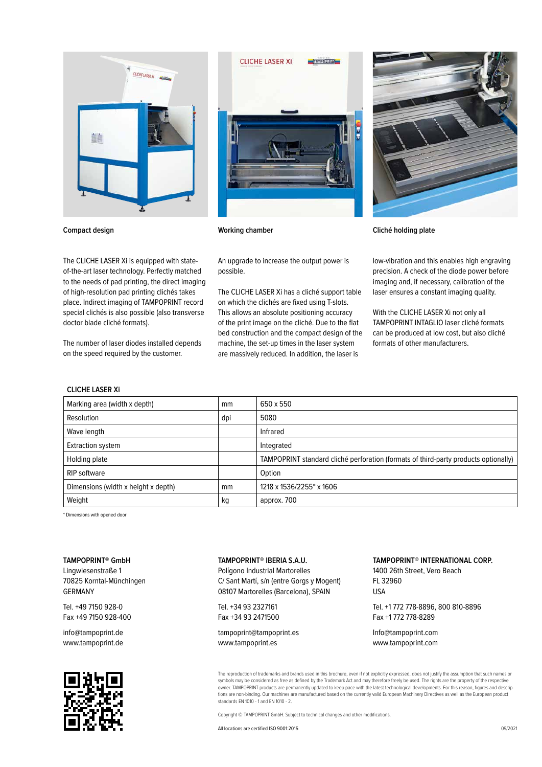Compact design

Working chamber

Cliché holding plate

The CLICHE LASER Xi is equipped with state-of-the-art laser technology. Perfectly matched to the needs of pad printing, the direct imaging of high-resolution pad printing clichés takes place. Indirect imaging of TAMPOPRINT record special clichés is also possible (also transverse doctor blade cliché formats).

The number of laser diodes installed depends on the speed required by the customer.

An upgrade to increase the output power is possible.

The CLICHE LASER Xi has a cliché support table on which the clichés are fixed using T-slots. This allows an absolute positioning accuracy of the print image on the cliché. Due to the flat bed construction and the compact design of the machine, the set-up times in the laser system are massively reduced. In addition, the laser is low-vibration and this enables high engraving precision. A check of the diode power before imaging and, if necessary, calibration of the laser ensures a constant imaging quality.

With the CLICHE LASER Xi not only all TAMPOPRINT INTAGLIO laser cliché formats can be produced at low cost, but also cliché formats of other manufacturers.

**CLICHE LASER Xi**

| | | |
|---|---|---|
| Marking area (width x depth) | mm | 650 x 550 |
| Resolution | dpi | 5080 |
| Wave length | | Infrared |
| Extraction system | | Integrated |
| Holding plate | | TAMPOPRINT standard cliché perforation (formats of third-party products optionally) |
| RIP software | | Option |
| Dimensions (width x height x depth) | mm | 1218 x 1536/2255* x 1606 |
| Weight | kg | approx. 700 |

\* Dimensions with opened door

**TAMPOPRINT® GmbH**
Lingwiesenstraße 1
70825 Korntal-Münchingen
GERMANY

Tel. +49 7150 928-0
Fax +49 7150 928-400

info@tampoprint.de
www.tampoprint.de

**TAMPOPRINT® IBERIA S.A.U.**
Polígono Industrial Martorelles
C/ Sant Martí, s/n (entre Gorgs y Mogent)
08107 Martorelles (Barcelona), SPAIN

Tel. +34 93 2327161
Fax +34 93 2471500

tampoprint@tampoprint.es
www.tampoprint.es

**TAMPOPRINT® INTERNATIONAL CORP.**
1400 26th Street, Vero Beach
FL 32960
USA

Tel. +1 772 778-8896, 800 810-8896
Fax +1 772 778-8289

Info@tampoprint.com
www.tampoprint.com

The reproduction of trademarks and brands used in this brochure, even if not explicitly expressed, does not justify the assumption that such names or symbols may be considered as free as defined by the Trademark Act and may therefore freely be used. The rights are the property of the respective owner. TAMPOPRINT products are permanently updated to keep pace with the latest technological developments. For this reason, figures and descriptions are non-binding. Our machines are manufactured based on the currently valid European Machinery Directives as well as the European product standards EN 1010 - 1 and EN 1010 - 2.

Copyright © TAMPOPRINT GmbH. Subject to technical changes and other modifications.

All locations are certified ISO 9001:2015

09/2021